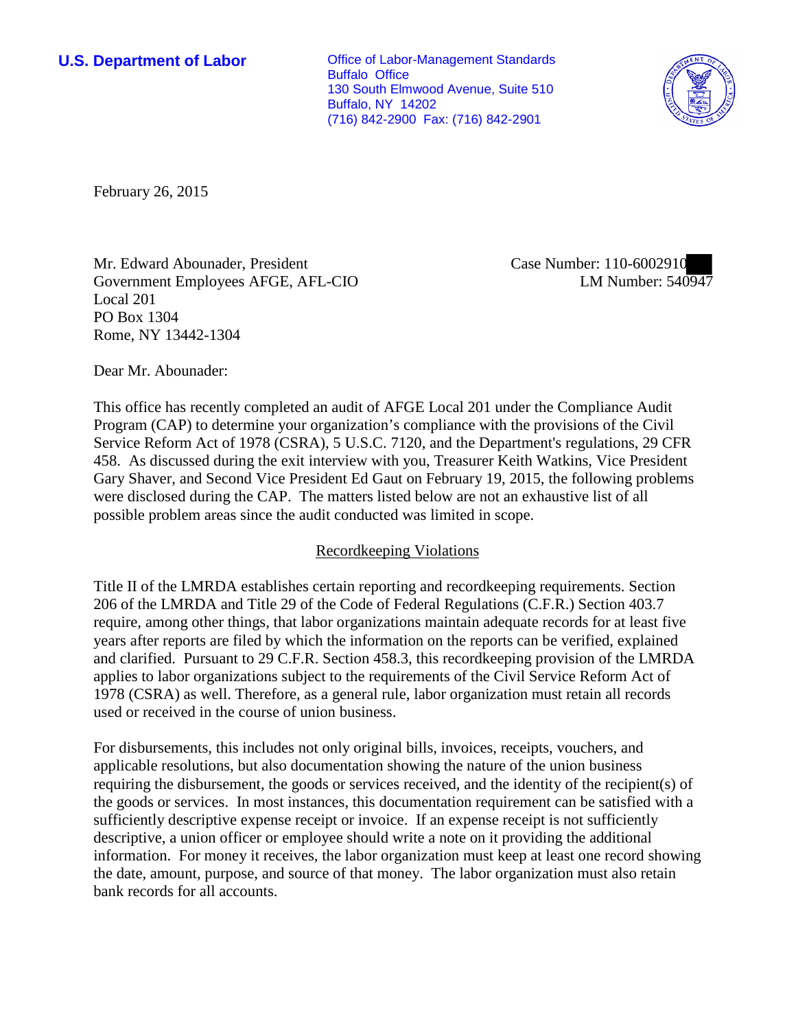**U.S. Department of Labor**

Office of Labor-Management Standards
Buffalo Office
130 South Elmwood Avenue, Suite 510
Buffalo, NY 14202
(716) 842-2900 Fax: (716) 842-2901

February 26, 2015

Mr. Edward Abounader, President
Government Employees AFGE, AFL-CIO
Local 201
PO Box 1304
Rome, NY 13442-1304

Case Number: 110-6002910
LM Number: 540947

Dear Mr. Abounader:

This office has recently completed an audit of AFGE Local 201 under the Compliance Audit Program (CAP) to determine your organization's compliance with the provisions of the Civil Service Reform Act of 1978 (CSRA), 5 U.S.C. 7120, and the Department's regulations, 29 CFR 458. As discussed during the exit interview with you, Treasurer Keith Watkins, Vice President Gary Shaver, and Second Vice President Ed Gaut on February 19, 2015, the following problems were disclosed during the CAP. The matters listed below are not an exhaustive list of all possible problem areas since the audit conducted was limited in scope.

## Recordkeeping Violations

Title II of the LMRDA establishes certain reporting and recordkeeping requirements. Section 206 of the LMRDA and Title 29 of the Code of Federal Regulations (C.F.R.) Section 403.7 require, among other things, that labor organizations maintain adequate records for at least five years after reports are filed by which the information on the reports can be verified, explained and clarified. Pursuant to 29 C.F.R. Section 458.3, this recordkeeping provision of the LMRDA applies to labor organizations subject to the requirements of the Civil Service Reform Act of 1978 (CSRA) as well. Therefore, as a general rule, labor organization must retain all records used or received in the course of union business.

For disbursements, this includes not only original bills, invoices, receipts, vouchers, and applicable resolutions, but also documentation showing the nature of the union business requiring the disbursement, the goods or services received, and the identity of the recipient(s) of the goods or services. In most instances, this documentation requirement can be satisfied with a sufficiently descriptive expense receipt or invoice. If an expense receipt is not sufficiently descriptive, a union officer or employee should write a note on it providing the additional information. For money it receives, the labor organization must keep at least one record showing the date, amount, purpose, and source of that money. The labor organization must also retain bank records for all accounts.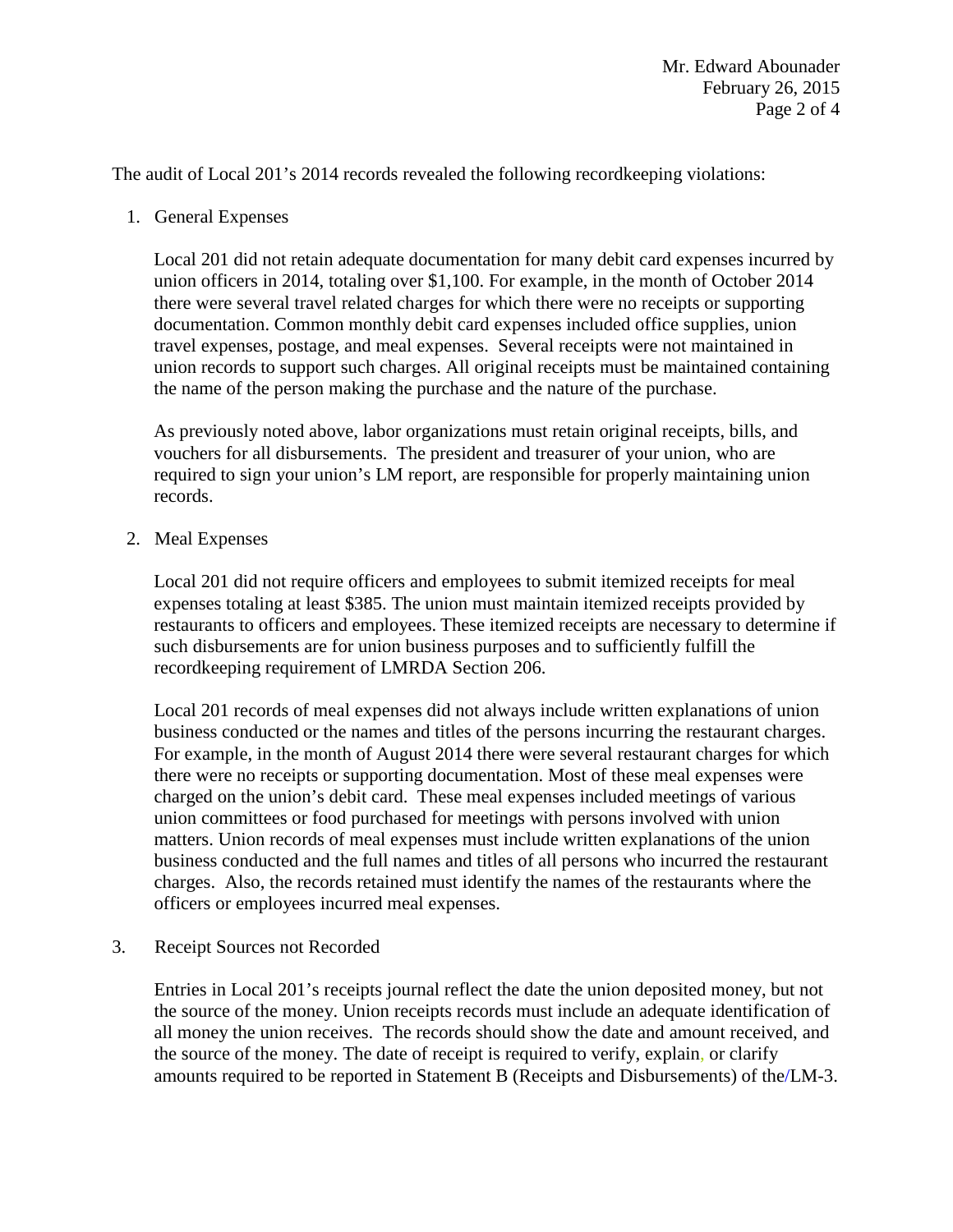The audit of Local 201's 2014 records revealed the following recordkeeping violations:

1. General Expenses

   Local 201 did not retain adequate documentation for many debit card expenses incurred by union officers in 2014, totaling over $1,100. For example, in the month of October 2014 there were several travel related charges for which there were no receipts or supporting documentation. Common monthly debit card expenses included office supplies, union travel expenses, postage, and meal expenses. Several receipts were not maintained in union records to support such charges. All original receipts must be maintained containing the name of the person making the purchase and the nature of the purchase.

   As previously noted above, labor organizations must retain original receipts, bills, and vouchers for all disbursements. The president and treasurer of your union, who are required to sign your union's LM report, are responsible for properly maintaining union records.

2. Meal Expenses

   Local 201 did not require officers and employees to submit itemized receipts for meal expenses totaling at least $385. The union must maintain itemized receipts provided by restaurants to officers and employees. These itemized receipts are necessary to determine if such disbursements are for union business purposes and to sufficiently fulfill the recordkeeping requirement of LMRDA Section 206.

   Local 201 records of meal expenses did not always include written explanations of union business conducted or the names and titles of the persons incurring the restaurant charges. For example, in the month of August 2014 there were several restaurant charges for which there were no receipts or supporting documentation. Most of these meal expenses were charged on the union's debit card. These meal expenses included meetings of various union committees or food purchased for meetings with persons involved with union matters. Union records of meal expenses must include written explanations of the union business conducted and the full names and titles of all persons who incurred the restaurant charges. Also, the records retained must identify the names of the restaurants where the officers or employees incurred meal expenses.

3. Receipt Sources not Recorded

   Entries in Local 201's receipts journal reflect the date the union deposited money, but not the source of the money. Union receipts records must include an adequate identification of all money the union receives. The records should show the date and amount received, and the source of the money. The date of receipt is required to verify, explain, or clarify amounts required to be reported in Statement B (Receipts and Disbursements) of the/LM-3.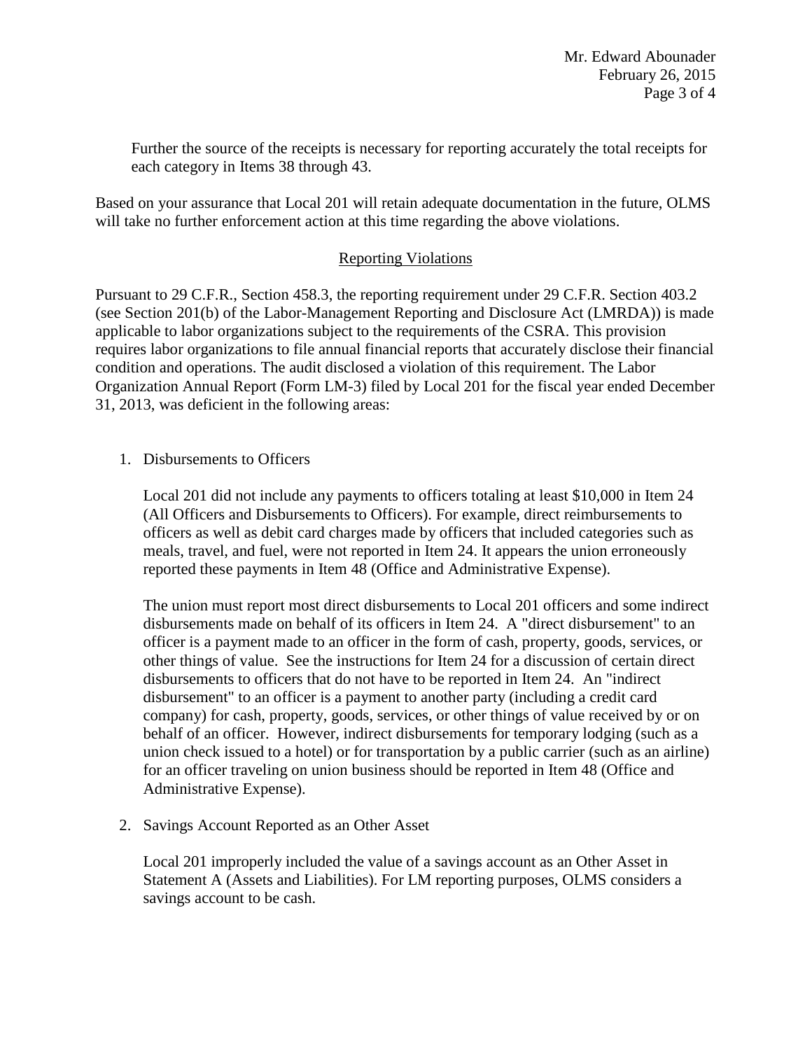Further the source of the receipts is necessary for reporting accurately the total receipts for each category in Items 38 through 43.

Based on your assurance that Local 201 will retain adequate documentation in the future, OLMS will take no further enforcement action at this time regarding the above violations.

## Reporting Violations

Pursuant to 29 C.F.R., Section 458.3, the reporting requirement under 29 C.F.R. Section 403.2 (see Section 201(b) of the Labor-Management Reporting and Disclosure Act (LMRDA)) is made applicable to labor organizations subject to the requirements of the CSRA. This provision requires labor organizations to file annual financial reports that accurately disclose their financial condition and operations. The audit disclosed a violation of this requirement. The Labor Organization Annual Report (Form LM-3) filed by Local 201 for the fiscal year ended December 31, 2013, was deficient in the following areas:

1. Disbursements to Officers

   Local 201 did not include any payments to officers totaling at least $10,000 in Item 24 (All Officers and Disbursements to Officers). For example, direct reimbursements to officers as well as debit card charges made by officers that included categories such as meals, travel, and fuel, were not reported in Item 24. It appears the union erroneously reported these payments in Item 48 (Office and Administrative Expense).

   The union must report most direct disbursements to Local 201 officers and some indirect disbursements made on behalf of its officers in Item 24. A "direct disbursement" to an officer is a payment made to an officer in the form of cash, property, goods, services, or other things of value. See the instructions for Item 24 for a discussion of certain direct disbursements to officers that do not have to be reported in Item 24. An "indirect disbursement" to an officer is a payment to another party (including a credit card company) for cash, property, goods, services, or other things of value received by or on behalf of an officer. However, indirect disbursements for temporary lodging (such as a union check issued to a hotel) or for transportation by a public carrier (such as an airline) for an officer traveling on union business should be reported in Item 48 (Office and Administrative Expense).

2. Savings Account Reported as an Other Asset

   Local 201 improperly included the value of a savings account as an Other Asset in Statement A (Assets and Liabilities). For LM reporting purposes, OLMS considers a savings account to be cash.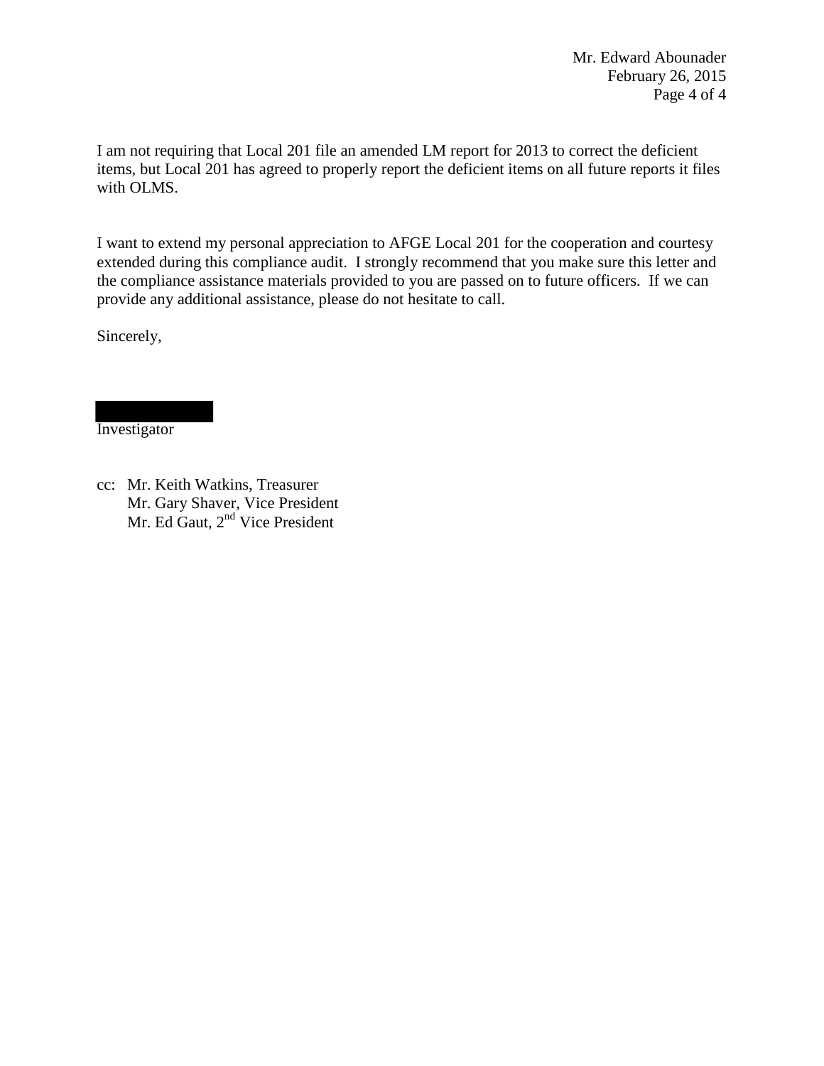I am not requiring that Local 201 file an amended LM report for 2013 to correct the deficient items, but Local 201 has agreed to properly report the deficient items on all future reports it files with OLMS.

I want to extend my personal appreciation to AFGE Local 201 for the cooperation and courtesy extended during this compliance audit. I strongly recommend that you make sure this letter and the compliance assistance materials provided to you are passed on to future officers. If we can provide any additional assistance, please do not hesitate to call.

Sincerely,

Investigator

cc: Mr. Keith Watkins, Treasurer
Mr. Gary Shaver, Vice President
Mr. Ed Gaut, 2nd Vice President